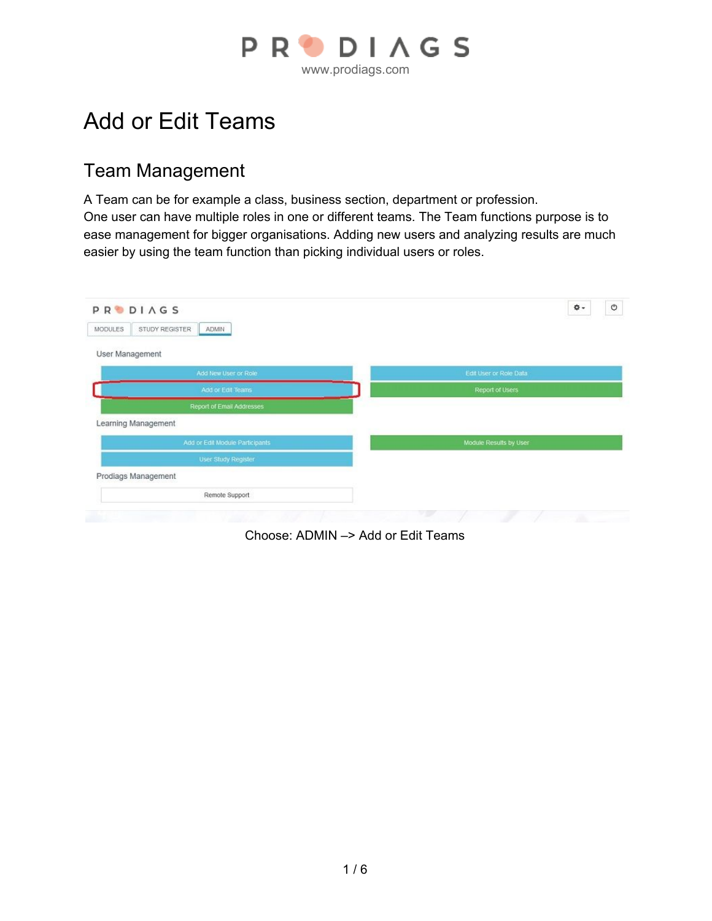# Add or Edit Teams

## Team Management

A Team can be for example a class, business section, department or profession.
One user can have multiple roles in one or different teams. The Team functions purpose is to ease management for bigger organisations. Adding new users and analyzing results are much easier by using the team function than picking individual users or roles.

Choose: ADMIN –> Add or Edit Teams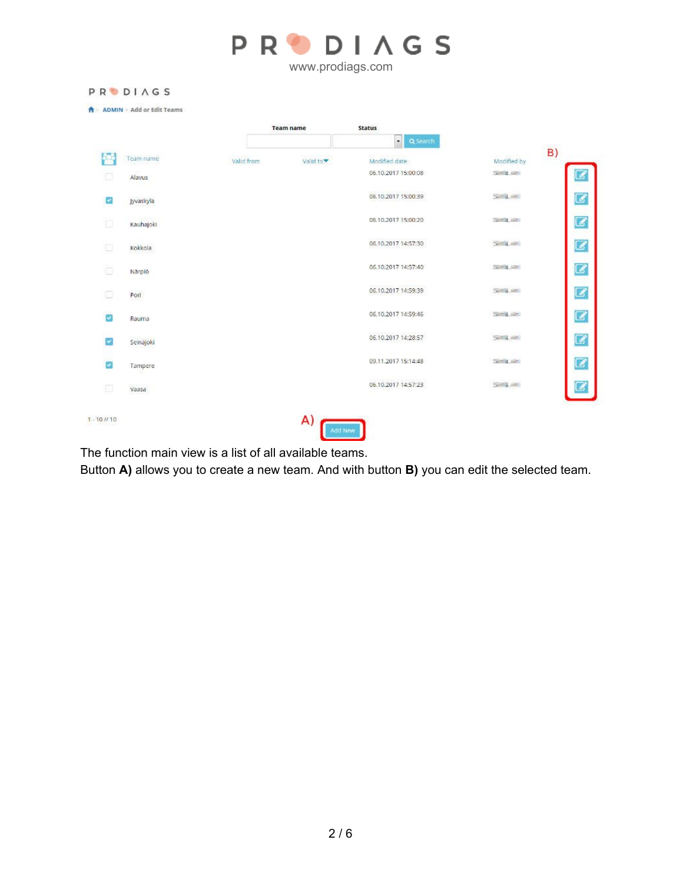PRODIAGS

ADMIN > Add or Edit Teams

| | Team name | Valid from | Valid to | Modified date | Modified by | B) |
|---|---|---|---|---|---|---|
| ☐ | Alavus | | | 06.10.2017 15:00:08 | | |
| ☑ | Jyvaskyla | | | 06.10.2017 15:00:39 | | |
| ☐ | Kauhajoki | | | 06.10.2017 15:00:20 | | |
| ☐ | Kokkola | | | 06.10.2017 14:57:30 | | |
| ☐ | Närpiö | | | 06.10.2017 14:57:40 | | |
| ☐ | Pori | | | 06.10.2017 14:59:39 | | |
| ☑ | Rauma | | | 06.10.2017 14:59:46 | | |
| ☑ | Seinäjoki | | | 06.10.2017 14:28:57 | | |
| ☑ | Tampere | | | 09.11.2017 15:14:48 | | |
| ☐ | Vaasa | | | 06.10.2017 14:57:23 | | |

1 - 10 // 10

A) Add New

The function main view is a list of all available teams.
Button **A)** allows you to create a new team. And with button **B)** you can edit the selected team.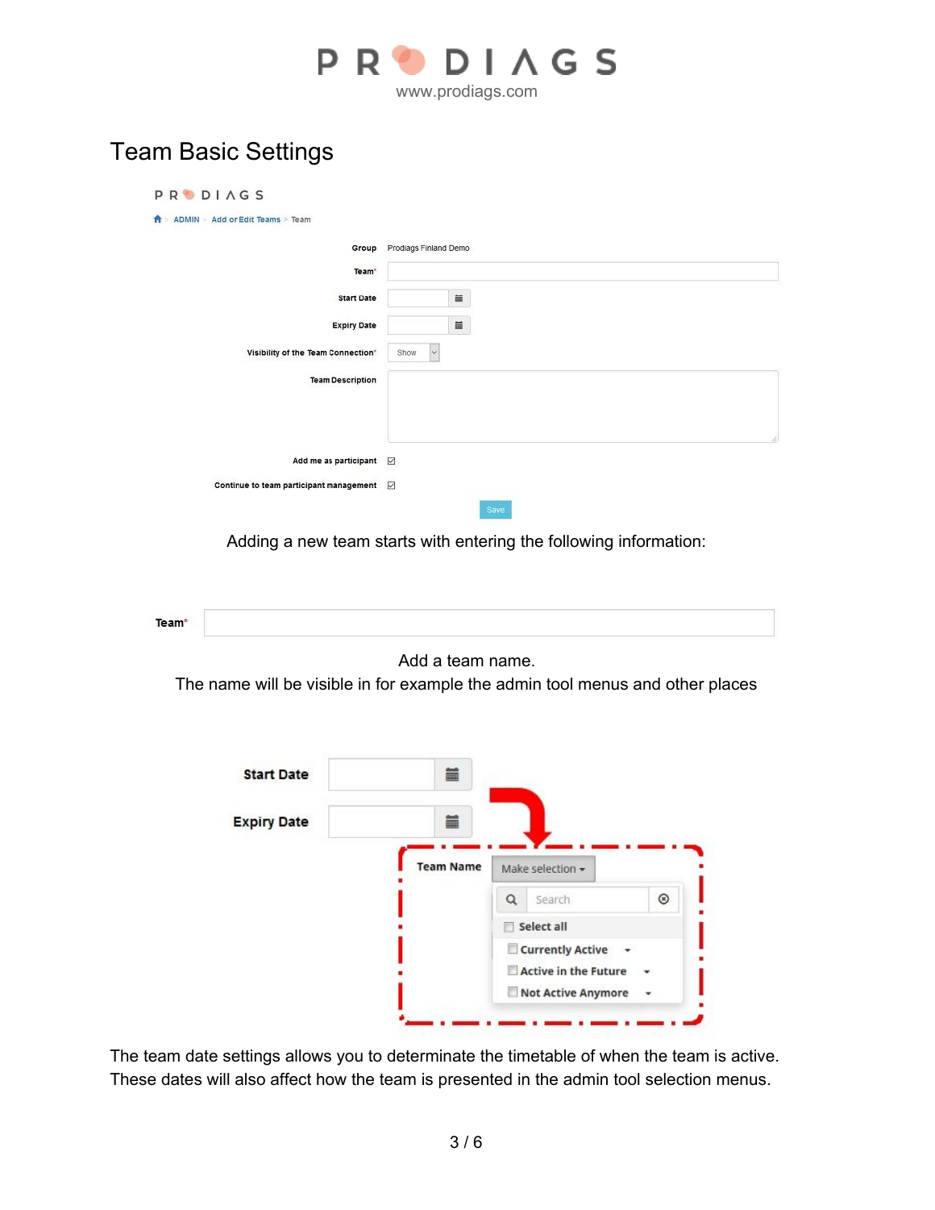## Team Basic Settings

Adding a new team starts with entering the following information:

Add a team name.
The name will be visible in for example the admin tool menus and other places

The team date settings allows you to determinate the timetable of when the team is active. These dates will also affect how the team is presented in the admin tool selection menus.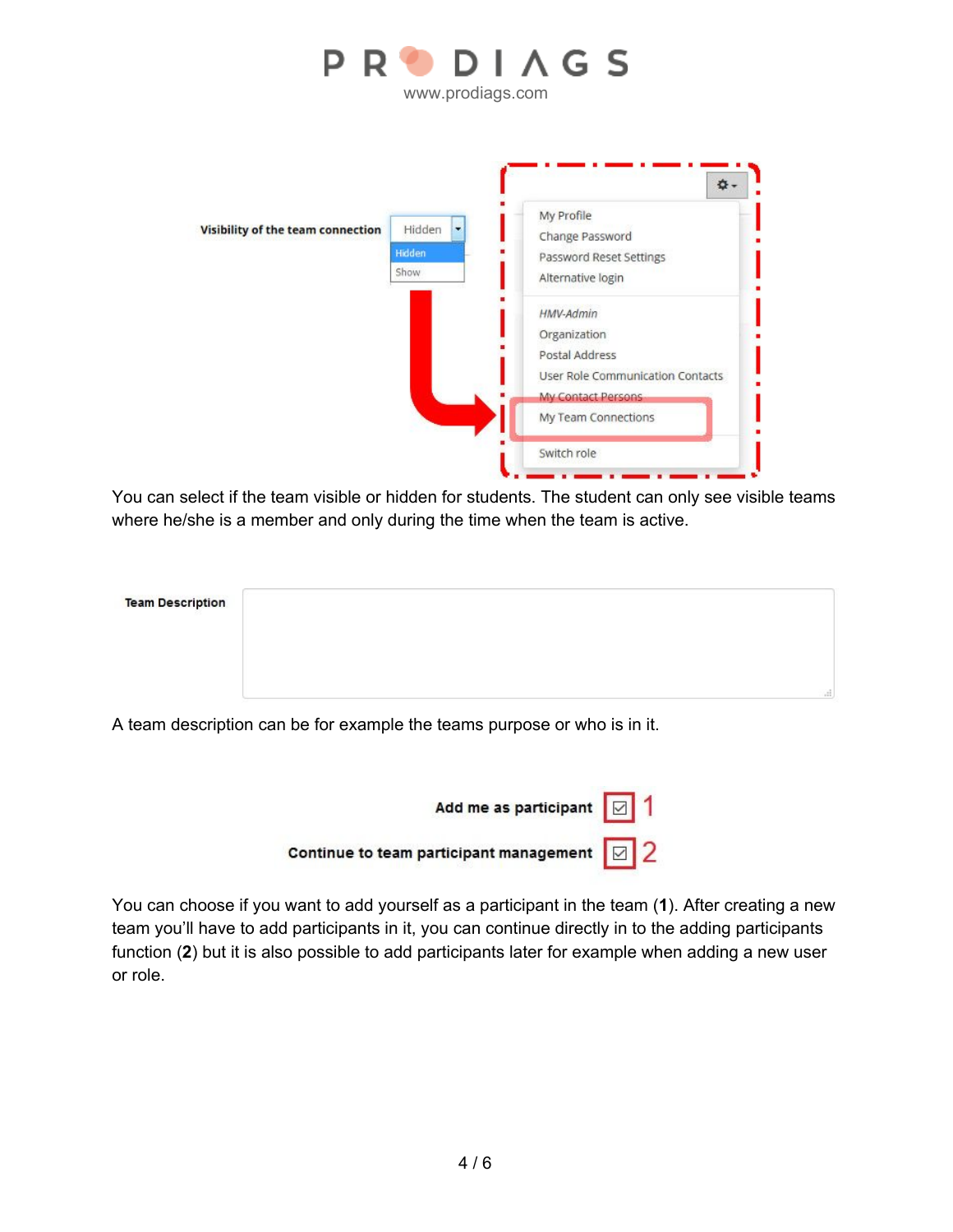Visibility of the team connection

You can select if the team visible or hidden for students. The student can only see visible teams where he/she is a member and only during the time when the team is active.

Team Description

A team description can be for example the teams purpose or who is in it.

Add me as participant 1

Continue to team participant management 2

You can choose if you want to add yourself as a participant in the team (**1**). After creating a new team you'll have to add participants in it, you can continue directly in to the adding participants function (**2**) but it is also possible to add participants later for example when adding a new user or role.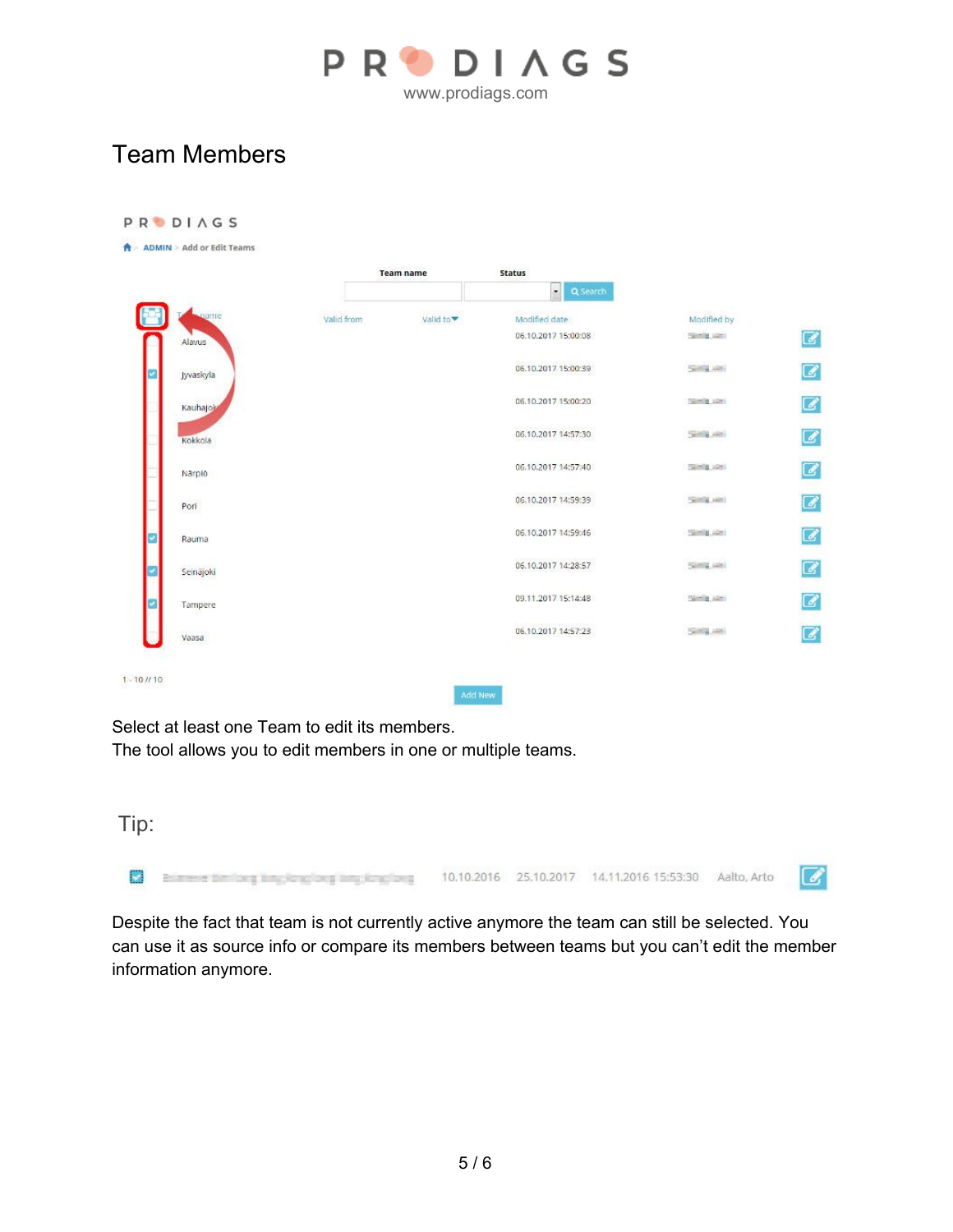# Team Members

Select at least one Team to edit its members.
The tool allows you to edit members in one or multiple teams.

Tip:

Despite the fact that team is not currently active anymore the team can still be selected. You can use it as source info or compare its members between teams but you can't edit the member information anymore.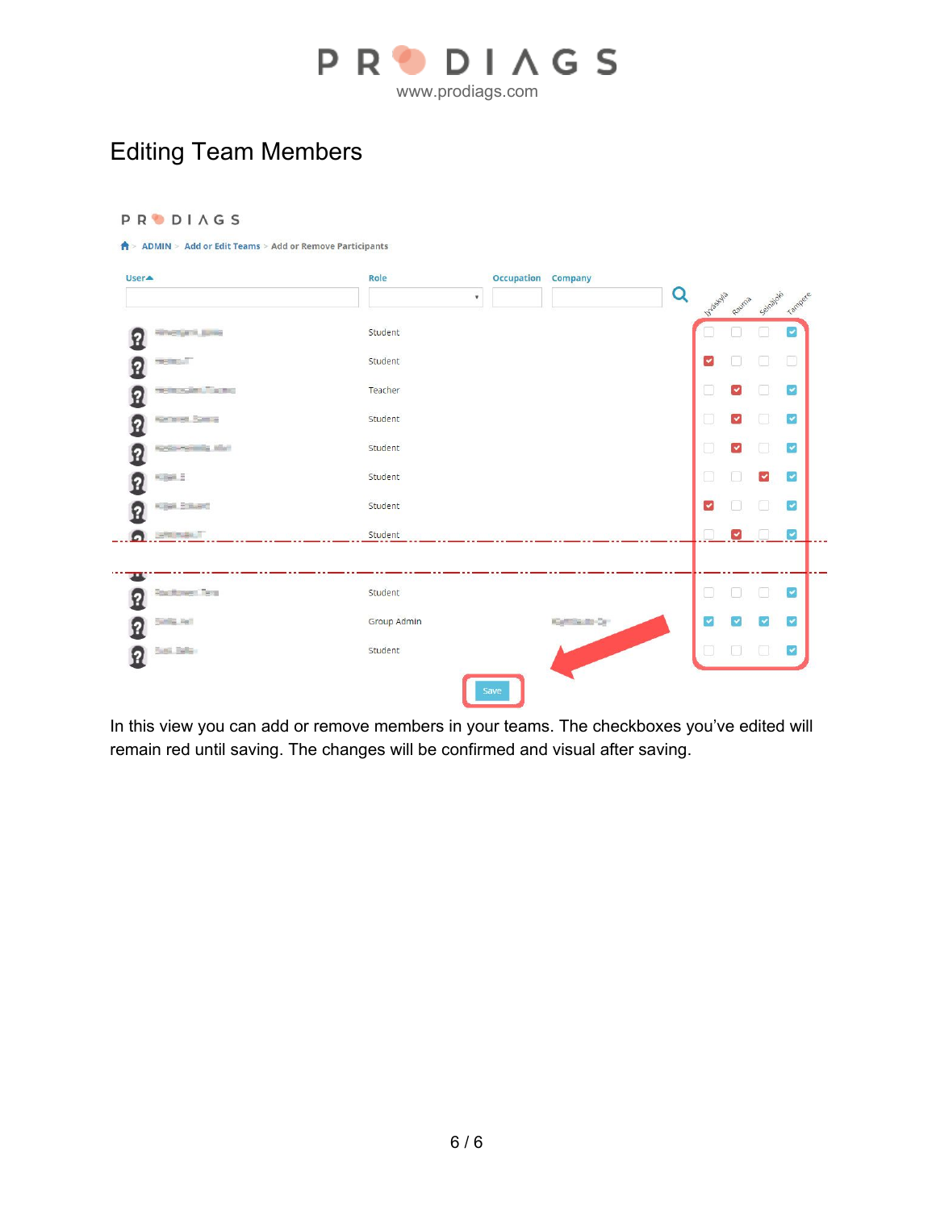# Editing Team Members

In this view you can add or remove members in your teams. The checkboxes you've edited will remain red until saving. The changes will be confirmed and visual after saving.